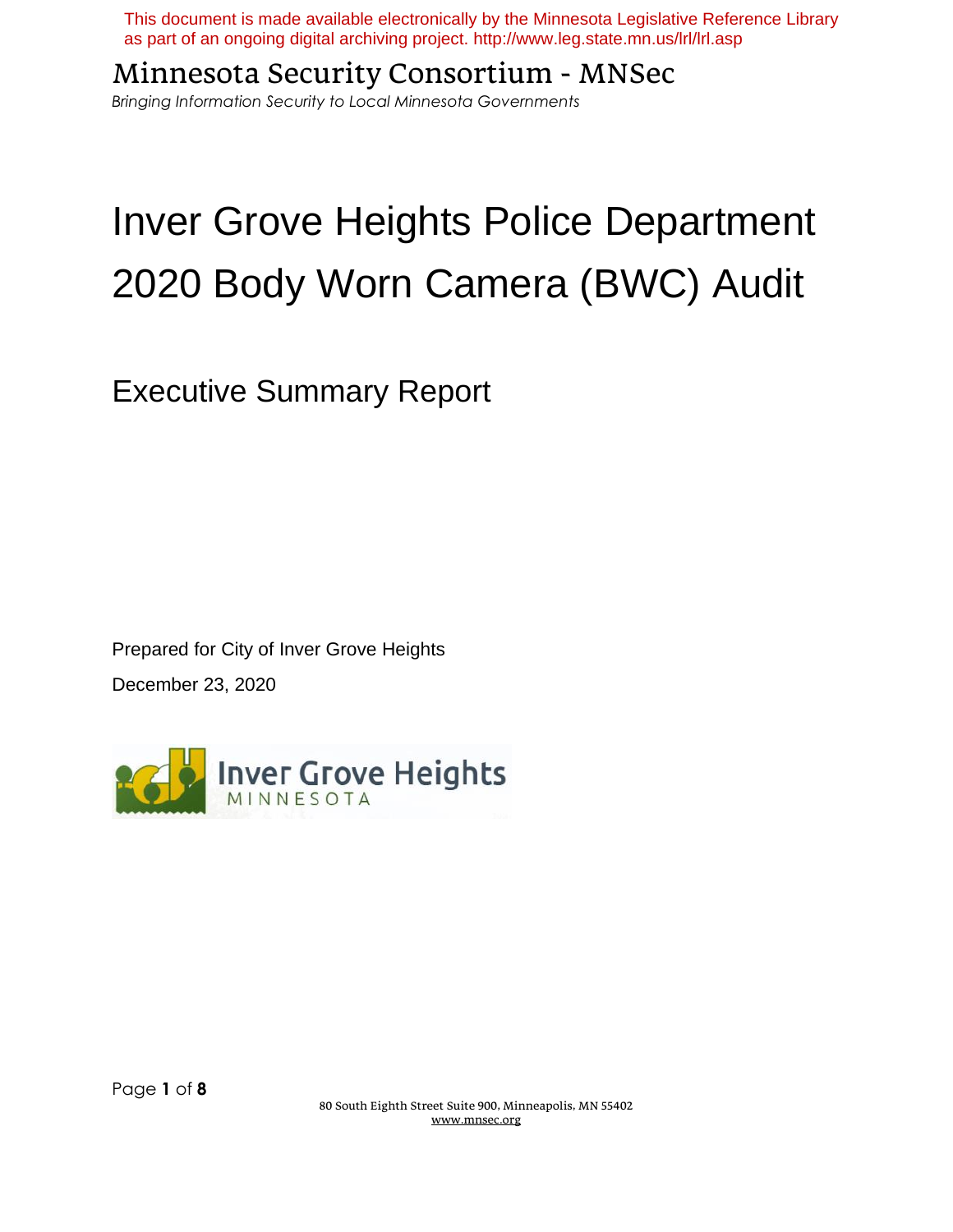This document is made available electronically by the Minnesota Legislative Reference Library as part of an ongoing digital archiving project. http://www.leg.state.mn.us/lrl/lrl.asp

Minnesota Security Consortium - MNSec

*Bringing Information Security to Local Minnesota Governments*

# Inver Grove Heights Police Department 2020 Body Worn Camera (BWC) Audit

## Executive Summary Report

Prepared for City of Inver Grove Heights

December 23, 2020

Inver Grove Heights
MINNESOTA

80 South Eighth Street Suite 900, Minneapolis, MN 55402
www.mnsec.org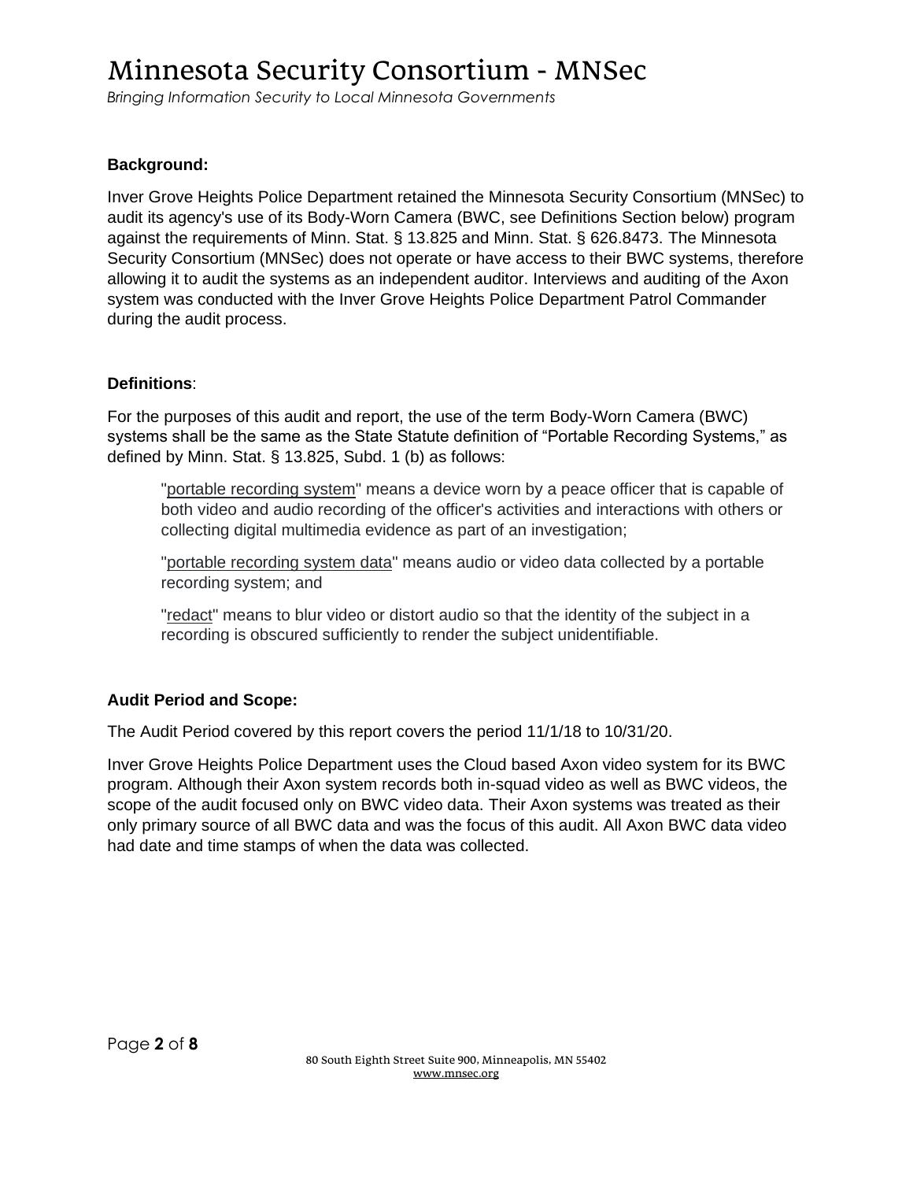**Background:**

Inver Grove Heights Police Department retained the Minnesota Security Consortium (MNSec) to audit its agency's use of its Body-Worn Camera (BWC, see Definitions Section below) program against the requirements of Minn. Stat. § 13.825 and Minn. Stat. § 626.8473. The Minnesota Security Consortium (MNSec) does not operate or have access to their BWC systems, therefore allowing it to audit the systems as an independent auditor. Interviews and auditing of the Axon system was conducted with the Inver Grove Heights Police Department Patrol Commander during the audit process.

**Definitions**:

For the purposes of this audit and report, the use of the term Body-Worn Camera (BWC) systems shall be the same as the State Statute definition of "Portable Recording Systems," as defined by Minn. Stat. § 13.825, Subd. 1 (b) as follows:

> "portable recording system" means a device worn by a peace officer that is capable of both video and audio recording of the officer's activities and interactions with others or collecting digital multimedia evidence as part of an investigation;
>
> "portable recording system data" means audio or video data collected by a portable recording system; and
>
> "redact" means to blur video or distort audio so that the identity of the subject in a recording is obscured sufficiently to render the subject unidentifiable.

**Audit Period and Scope:**

The Audit Period covered by this report covers the period 11/1/18 to 10/31/20.

Inver Grove Heights Police Department uses the Cloud based Axon video system for its BWC program. Although their Axon system records both in-squad video as well as BWC videos, the scope of the audit focused only on BWC video data. Their Axon systems was treated as their only primary source of all BWC data and was the focus of this audit. All Axon BWC data video had date and time stamps of when the data was collected.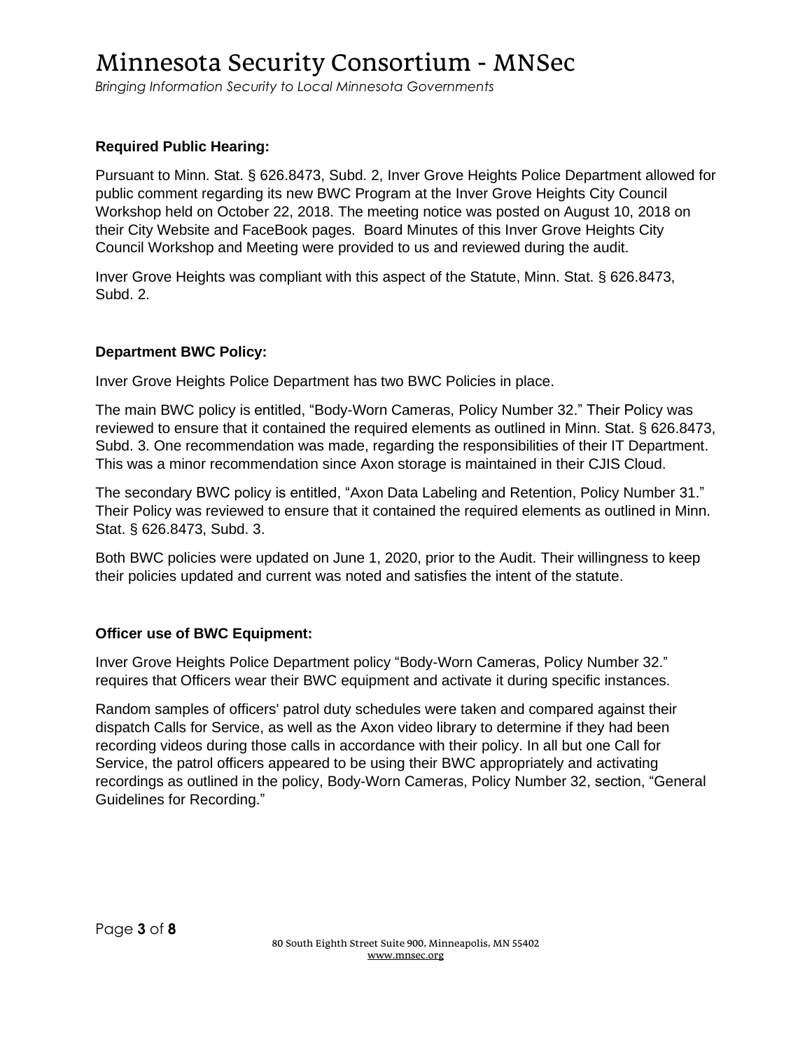### Required Public Hearing:

Pursuant to Minn. Stat. § 626.8473, Subd. 2, Inver Grove Heights Police Department allowed for public comment regarding its new BWC Program at the Inver Grove Heights City Council Workshop held on October 22, 2018. The meeting notice was posted on August 10, 2018 on their City Website and FaceBook pages. Board Minutes of this Inver Grove Heights City Council Workshop and Meeting were provided to us and reviewed during the audit.

Inver Grove Heights was compliant with this aspect of the Statute, Minn. Stat. § 626.8473, Subd. 2.

### Department BWC Policy:

Inver Grove Heights Police Department has two BWC Policies in place.

The main BWC policy is entitled, "Body-Worn Cameras, Policy Number 32." Their Policy was reviewed to ensure that it contained the required elements as outlined in Minn. Stat. § 626.8473, Subd. 3. One recommendation was made, regarding the responsibilities of their IT Department. This was a minor recommendation since Axon storage is maintained in their CJIS Cloud.

The secondary BWC policy is entitled, "Axon Data Labeling and Retention, Policy Number 31." Their Policy was reviewed to ensure that it contained the required elements as outlined in Minn. Stat. § 626.8473, Subd. 3.

Both BWC policies were updated on June 1, 2020, prior to the Audit. Their willingness to keep their policies updated and current was noted and satisfies the intent of the statute.

### Officer use of BWC Equipment:

Inver Grove Heights Police Department policy "Body-Worn Cameras, Policy Number 32." requires that Officers wear their BWC equipment and activate it during specific instances.

Random samples of officers' patrol duty schedules were taken and compared against their dispatch Calls for Service, as well as the Axon video library to determine if they had been recording videos during those calls in accordance with their policy. In all but one Call for Service, the patrol officers appeared to be using their BWC appropriately and activating recordings as outlined in the policy, Body-Worn Cameras, Policy Number 32, section, "General Guidelines for Recording."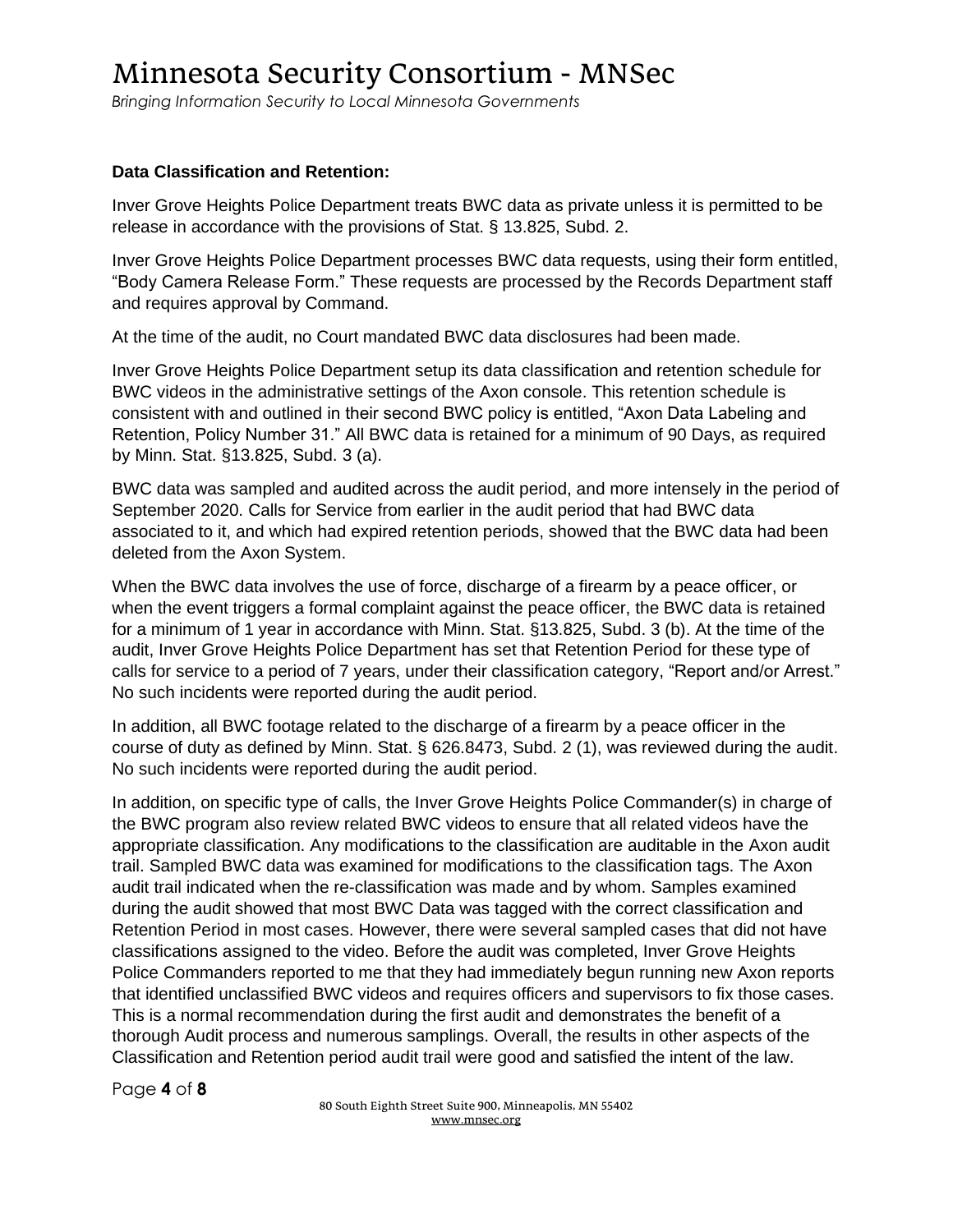**Data Classification and Retention:**

Inver Grove Heights Police Department treats BWC data as private unless it is permitted to be release in accordance with the provisions of Stat. § 13.825, Subd. 2.

Inver Grove Heights Police Department processes BWC data requests, using their form entitled, "Body Camera Release Form." These requests are processed by the Records Department staff and requires approval by Command.

At the time of the audit, no Court mandated BWC data disclosures had been made.

Inver Grove Heights Police Department setup its data classification and retention schedule for BWC videos in the administrative settings of the Axon console. This retention schedule is consistent with and outlined in their second BWC policy is entitled, "Axon Data Labeling and Retention, Policy Number 31." All BWC data is retained for a minimum of 90 Days, as required by Minn. Stat. §13.825, Subd. 3 (a).

BWC data was sampled and audited across the audit period, and more intensely in the period of September 2020. Calls for Service from earlier in the audit period that had BWC data associated to it, and which had expired retention periods, showed that the BWC data had been deleted from the Axon System.

When the BWC data involves the use of force, discharge of a firearm by a peace officer, or when the event triggers a formal complaint against the peace officer, the BWC data is retained for a minimum of 1 year in accordance with Minn. Stat. §13.825, Subd. 3 (b). At the time of the audit, Inver Grove Heights Police Department has set that Retention Period for these type of calls for service to a period of 7 years, under their classification category, "Report and/or Arrest." No such incidents were reported during the audit period.

In addition, all BWC footage related to the discharge of a firearm by a peace officer in the course of duty as defined by Minn. Stat. § 626.8473, Subd. 2 (1), was reviewed during the audit. No such incidents were reported during the audit period.

In addition, on specific type of calls, the Inver Grove Heights Police Commander(s) in charge of the BWC program also review related BWC videos to ensure that all related videos have the appropriate classification. Any modifications to the classification are auditable in the Axon audit trail. Sampled BWC data was examined for modifications to the classification tags. The Axon audit trail indicated when the re-classification was made and by whom. Samples examined during the audit showed that most BWC Data was tagged with the correct classification and Retention Period in most cases. However, there were several sampled cases that did not have classifications assigned to the video. Before the audit was completed, Inver Grove Heights Police Commanders reported to me that they had immediately begun running new Axon reports that identified unclassified BWC videos and requires officers and supervisors to fix those cases. This is a normal recommendation during the first audit and demonstrates the benefit of a thorough Audit process and numerous samplings. Overall, the results in other aspects of the Classification and Retention period audit trail were good and satisfied the intent of the law.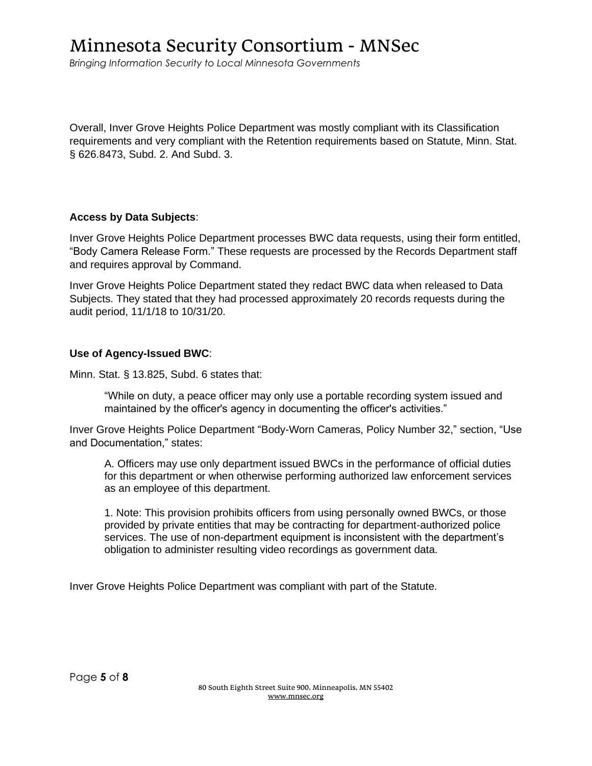Overall, Inver Grove Heights Police Department was mostly compliant with its Classification requirements and very compliant with the Retention requirements based on Statute, Minn. Stat. § 626.8473, Subd. 2. And Subd. 3.

**Access by Data Subjects**:

Inver Grove Heights Police Department processes BWC data requests, using their form entitled, "Body Camera Release Form." These requests are processed by the Records Department staff and requires approval by Command.

Inver Grove Heights Police Department stated they redact BWC data when released to Data Subjects. They stated that they had processed approximately 20 records requests during the audit period, 11/1/18 to 10/31/20.

**Use of Agency-Issued BWC**:

Minn. Stat. § 13.825, Subd. 6 states that:

> "While on duty, a peace officer may only use a portable recording system issued and maintained by the officer's agency in documenting the officer's activities."

Inver Grove Heights Police Department "Body-Worn Cameras, Policy Number 32," section, "Use and Documentation," states:

> A. Officers may use only department issued BWCs in the performance of official duties for this department or when otherwise performing authorized law enforcement services as an employee of this department.
>
> 1. Note: This provision prohibits officers from using personally owned BWCs, or those provided by private entities that may be contracting for department-authorized police services. The use of non-department equipment is inconsistent with the department's obligation to administer resulting video recordings as government data.

Inver Grove Heights Police Department was compliant with part of the Statute.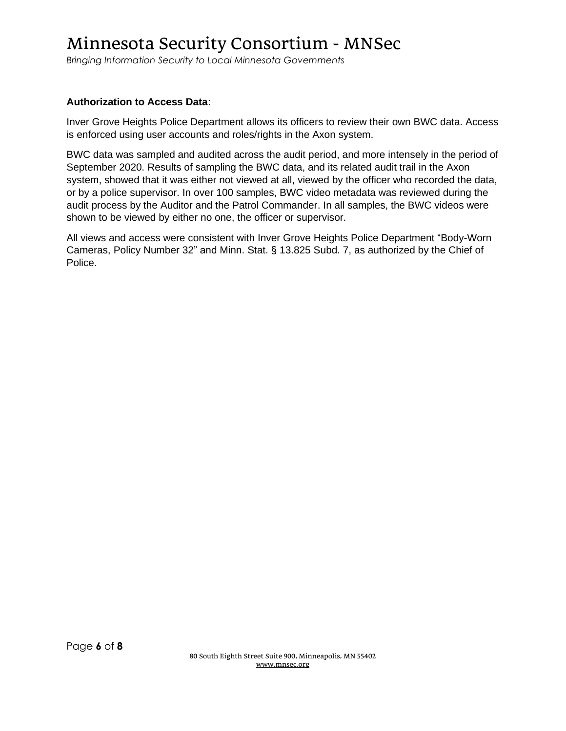**Authorization to Access Data**:

Inver Grove Heights Police Department allows its officers to review their own BWC data. Access is enforced using user accounts and roles/rights in the Axon system.

BWC data was sampled and audited across the audit period, and more intensely in the period of September 2020. Results of sampling the BWC data, and its related audit trail in the Axon system, showed that it was either not viewed at all, viewed by the officer who recorded the data, or by a police supervisor. In over 100 samples, BWC video metadata was reviewed during the audit process by the Auditor and the Patrol Commander. In all samples, the BWC videos were shown to be viewed by either no one, the officer or supervisor.

All views and access were consistent with Inver Grove Heights Police Department "Body-Worn Cameras, Policy Number 32" and Minn. Stat. § 13.825 Subd. 7, as authorized by the Chief of Police.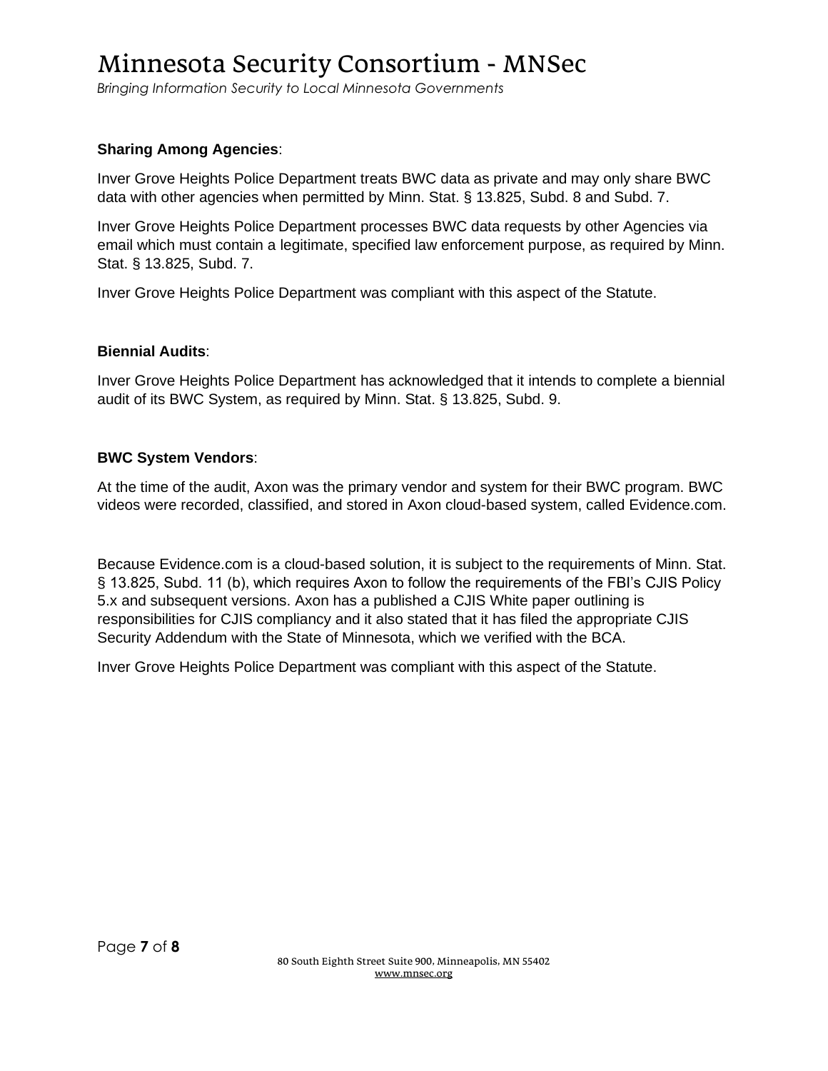**Sharing Among Agencies**:

Inver Grove Heights Police Department treats BWC data as private and may only share BWC data with other agencies when permitted by Minn. Stat. § 13.825, Subd. 8 and Subd. 7.

Inver Grove Heights Police Department processes BWC data requests by other Agencies via email which must contain a legitimate, specified law enforcement purpose, as required by Minn. Stat. § 13.825, Subd. 7.

Inver Grove Heights Police Department was compliant with this aspect of the Statute.

**Biennial Audits**:

Inver Grove Heights Police Department has acknowledged that it intends to complete a biennial audit of its BWC System, as required by Minn. Stat. § 13.825, Subd. 9.

**BWC System Vendors**:

At the time of the audit, Axon was the primary vendor and system for their BWC program. BWC videos were recorded, classified, and stored in Axon cloud-based system, called Evidence.com.

Because Evidence.com is a cloud-based solution, it is subject to the requirements of Minn. Stat. § 13.825, Subd. 11 (b), which requires Axon to follow the requirements of the FBI's CJIS Policy 5.x and subsequent versions. Axon has a published a CJIS White paper outlining is responsibilities for CJIS compliancy and it also stated that it has filed the appropriate CJIS Security Addendum with the State of Minnesota, which we verified with the BCA.

Inver Grove Heights Police Department was compliant with this aspect of the Statute.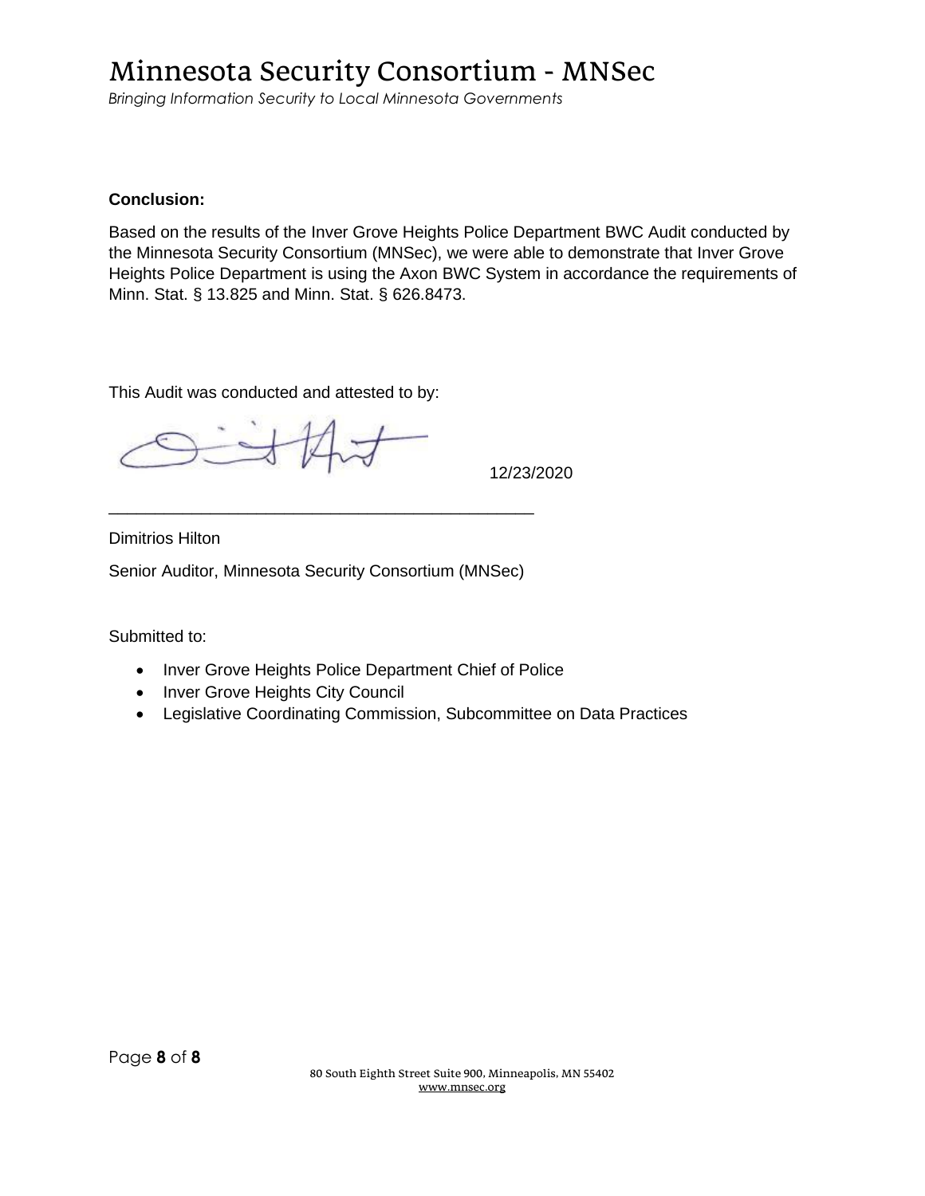**Conclusion:**

Based on the results of the Inver Grove Heights Police Department BWC Audit conducted by the Minnesota Security Consortium (MNSec), we were able to demonstrate that Inver Grove Heights Police Department is using the Axon BWC System in accordance the requirements of Minn. Stat. § 13.825 and Minn. Stat. § 626.8473.

This Audit was conducted and attested to by:

12/23/2020

\_\_\_\_\_\_\_\_\_\_\_\_\_\_\_\_\_\_\_\_\_\_\_\_\_\_\_\_\_\_\_\_\_\_\_\_\_\_\_\_\_\_\_\_\_\_

Dimitrios Hilton

Senior Auditor, Minnesota Security Consortium (MNSec)

Submitted to:

- Inver Grove Heights Police Department Chief of Police
- Inver Grove Heights City Council
- Legislative Coordinating Commission, Subcommittee on Data Practices